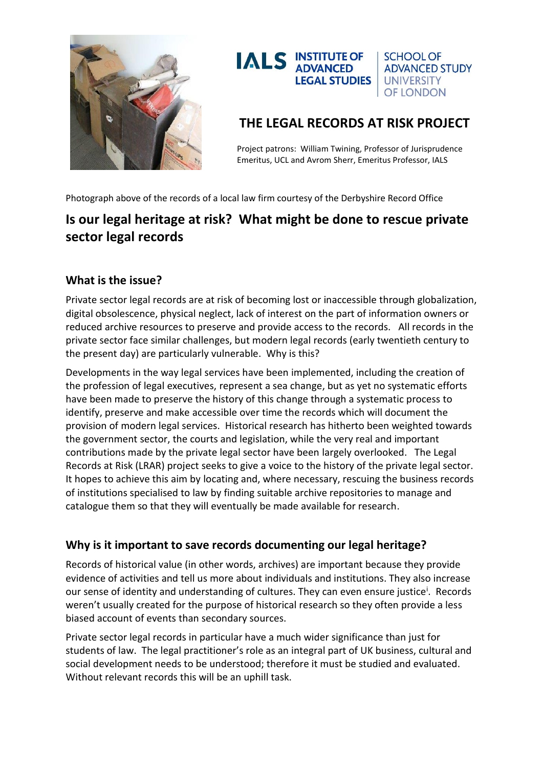IALS INSTITUTE OF ADVANCED LEGAL STUDIES | SCHOOL OF ADVANCED STUDY UNIVERSITY OF LONDON

# THE LEGAL RECORDS AT RISK PROJECT

Project patrons: William Twining, Professor of Jurisprudence Emeritus, UCL and Avrom Sherr, Emeritus Professor, IALS

Photograph above of the records of a local law firm courtesy of the Derbyshire Record Office

## Is our legal heritage at risk? What might be done to rescue private sector legal records

### What is the issue?

Private sector legal records are at risk of becoming lost or inaccessible through globalization, digital obsolescence, physical neglect, lack of interest on the part of information owners or reduced archive resources to preserve and provide access to the records. All records in the private sector face similar challenges, but modern legal records (early twentieth century to the present day) are particularly vulnerable. Why is this?

Developments in the way legal services have been implemented, including the creation of the profession of legal executives, represent a sea change, but as yet no systematic efforts have been made to preserve the history of this change through a systematic process to identify, preserve and make accessible over time the records which will document the provision of modern legal services. Historical research has hitherto been weighted towards the government sector, the courts and legislation, while the very real and important contributions made by the private legal sector have been largely overlooked. The Legal Records at Risk (LRAR) project seeks to give a voice to the history of the private legal sector. It hopes to achieve this aim by locating and, where necessary, rescuing the business records of institutions specialised to law by finding suitable archive repositories to manage and catalogue them so that they will eventually be made available for research.

### Why is it important to save records documenting our legal heritage?

Records of historical value (in other words, archives) are important because they provide evidence of activities and tell us more about individuals and institutions. They also increase our sense of identity and understanding of cultures. They can even ensure justice[i]. Records weren't usually created for the purpose of historical research so they often provide a less biased account of events than secondary sources.

Private sector legal records in particular have a much wider significance than just for students of law. The legal practitioner's role as an integral part of UK business, cultural and social development needs to be understood; therefore it must be studied and evaluated. Without relevant records this will be an uphill task.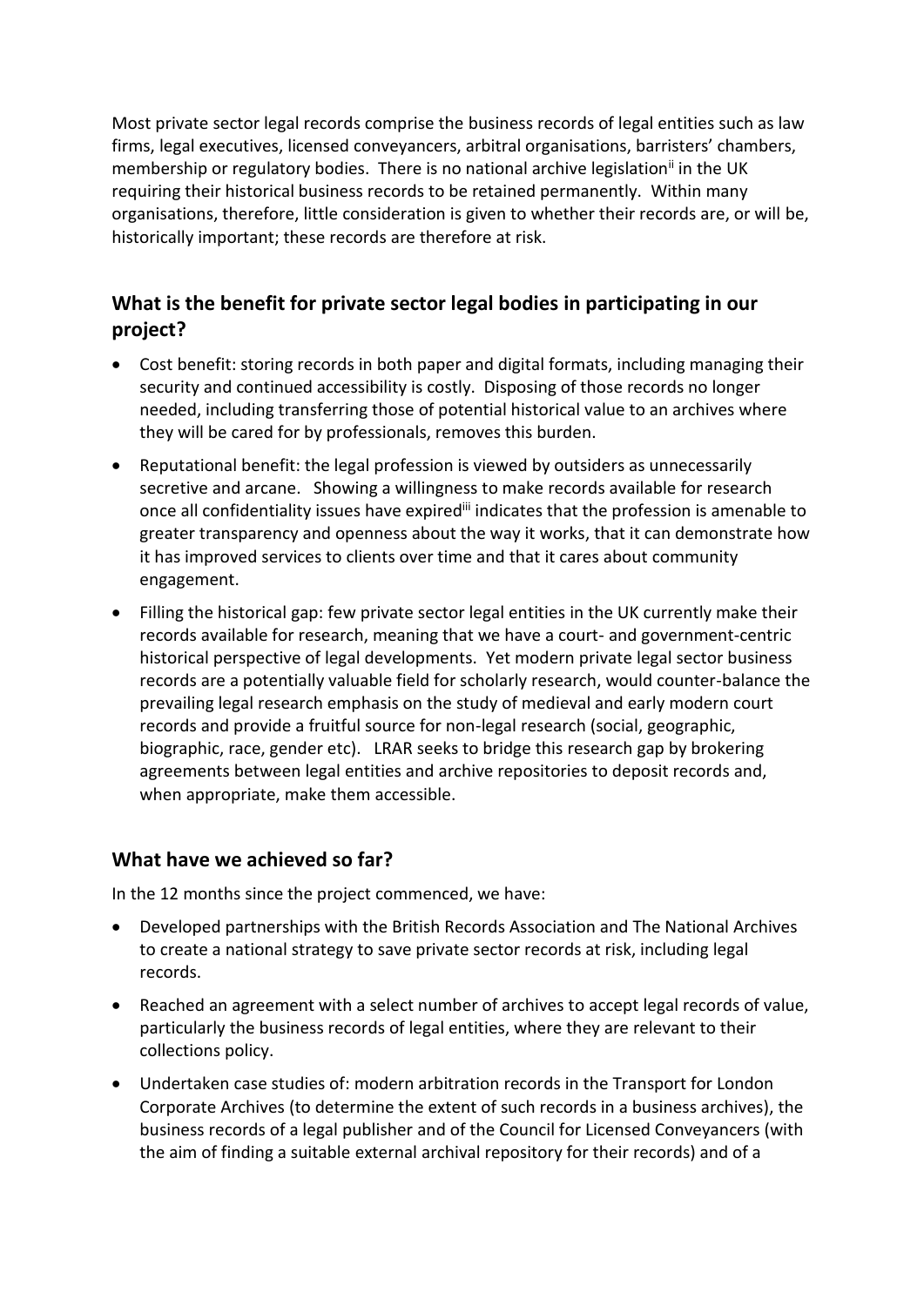Most private sector legal records comprise the business records of legal entities such as law firms, legal executives, licensed conveyancers, arbitral organisations, barristers' chambers, membership or regulatory bodies. There is no national archive legislation[ii] in the UK requiring their historical business records to be retained permanently. Within many organisations, therefore, little consideration is given to whether their records are, or will be, historically important; these records are therefore at risk.

## What is the benefit for private sector legal bodies in participating in our project?

- Cost benefit: storing records in both paper and digital formats, including managing their security and continued accessibility is costly. Disposing of those records no longer needed, including transferring those of potential historical value to an archives where they will be cared for by professionals, removes this burden.
- Reputational benefit: the legal profession is viewed by outsiders as unnecessarily secretive and arcane. Showing a willingness to make records available for research once all confidentiality issues have expired[iii] indicates that the profession is amenable to greater transparency and openness about the way it works, that it can demonstrate how it has improved services to clients over time and that it cares about community engagement.
- Filling the historical gap: few private sector legal entities in the UK currently make their records available for research, meaning that we have a court- and government-centric historical perspective of legal developments. Yet modern private legal sector business records are a potentially valuable field for scholarly research, would counter-balance the prevailing legal research emphasis on the study of medieval and early modern court records and provide a fruitful source for non-legal research (social, geographic, biographic, race, gender etc). LRAR seeks to bridge this research gap by brokering agreements between legal entities and archive repositories to deposit records and, when appropriate, make them accessible.

## What have we achieved so far?

In the 12 months since the project commenced, we have:

- Developed partnerships with the British Records Association and The National Archives to create a national strategy to save private sector records at risk, including legal records.
- Reached an agreement with a select number of archives to accept legal records of value, particularly the business records of legal entities, where they are relevant to their collections policy.
- Undertaken case studies of: modern arbitration records in the Transport for London Corporate Archives (to determine the extent of such records in a business archives), the business records of a legal publisher and of the Council for Licensed Conveyancers (with the aim of finding a suitable external archival repository for their records) and of a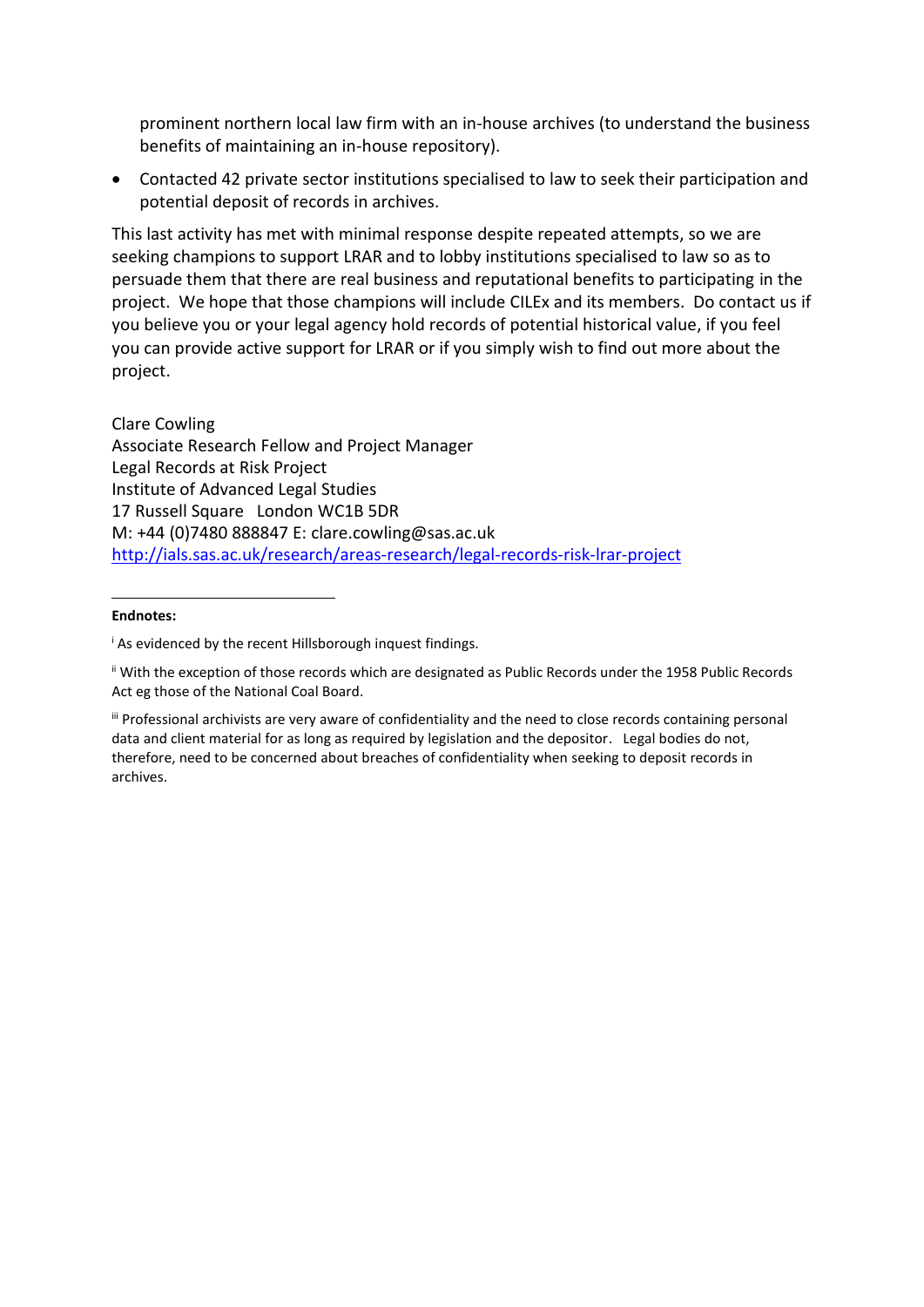prominent northern local law firm with an in-house archives (to understand the business benefits of maintaining an in-house repository).

- Contacted 42 private sector institutions specialised to law to seek their participation and potential deposit of records in archives.

This last activity has met with minimal response despite repeated attempts, so we are seeking champions to support LRAR and to lobby institutions specialised to law so as to persuade them that there are real business and reputational benefits to participating in the project. We hope that those champions will include CILEx and its members. Do contact us if you believe you or your legal agency hold records of potential historical value, if you feel you can provide active support for LRAR or if you simply wish to find out more about the project.

Clare Cowling
Associate Research Fellow and Project Manager
Legal Records at Risk Project
Institute of Advanced Legal Studies
17 Russell Square London WC1B 5DR
M: +44 (0)7480 888847 E: clare.cowling@sas.ac.uk
http://ials.sas.ac.uk/research/areas-research/legal-records-risk-lrar-project

---

**Endnotes:**

[i] As evidenced by the recent Hillsborough inquest findings.

[ii] With the exception of those records which are designated as Public Records under the 1958 Public Records Act eg those of the National Coal Board.

[iii] Professional archivists are very aware of confidentiality and the need to close records containing personal data and client material for as long as required by legislation and the depositor. Legal bodies do not, therefore, need to be concerned about breaches of confidentiality when seeking to deposit records in archives.